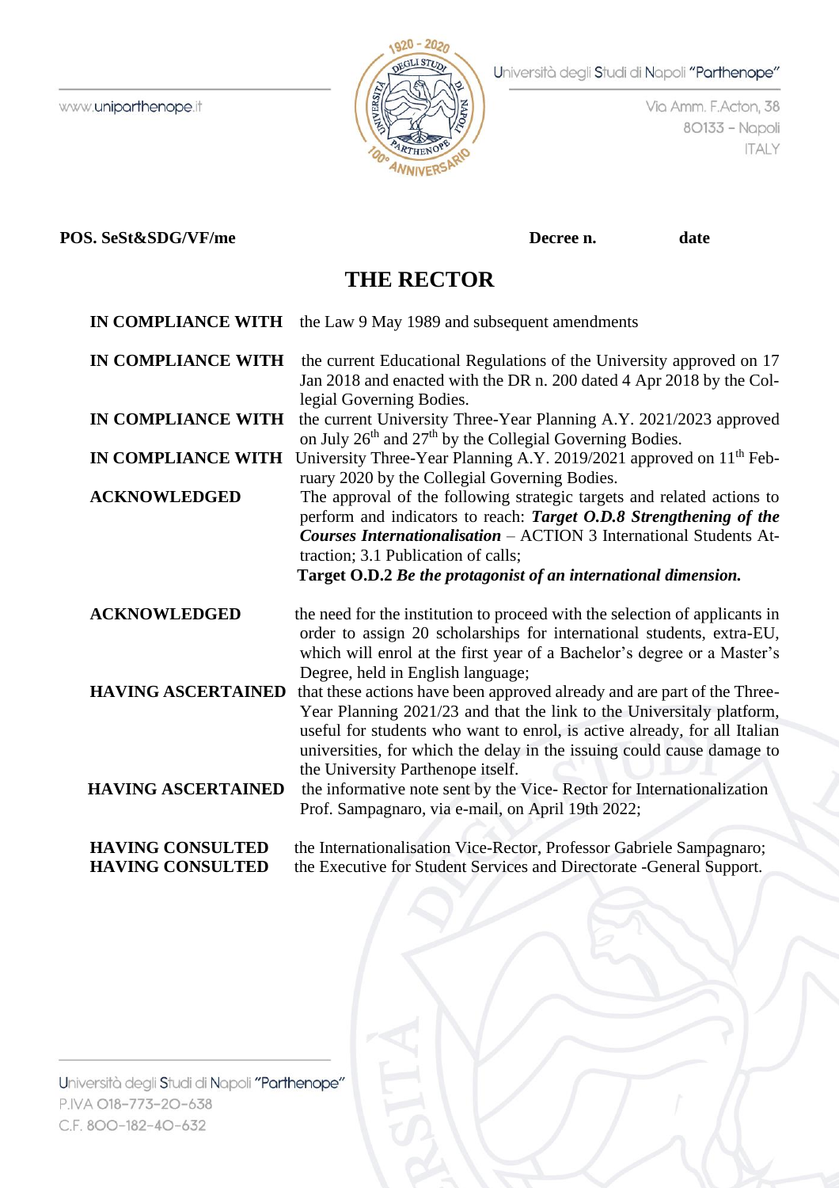**POS. SeSt&SDG/VF/me** **Decree n.** **date**

# THE RECTOR

**IN COMPLIANCE WITH** the Law 9 May 1989 and subsequent amendments

**IN COMPLIANCE WITH** the current Educational Regulations of the University approved on 17 Jan 2018 and enacted with the DR n. 200 dated 4 Apr 2018 by the Collegial Governing Bodies.

**IN COMPLIANCE WITH** the current University Three-Year Planning A.Y. 2021/2023 approved on July 26th and 27th by the Collegial Governing Bodies.

**IN COMPLIANCE WITH** University Three-Year Planning A.Y. 2019/2021 approved on 11th February 2020 by the Collegial Governing Bodies.

**ACKNOWLEDGED** The approval of the following strategic targets and related actions to perform and indicators to reach: ***Target O.D.8 Strengthening of the Courses Internationalisation*** – ACTION 3 International Students Attraction; 3.1 Publication of calls;
**Target O.D.2** ***Be the protagonist of an international dimension.***

**ACKNOWLEDGED** the need for the institution to proceed with the selection of applicants in order to assign 20 scholarships for international students, extra-EU, which will enrol at the first year of a Bachelor's degree or a Master's Degree, held in English language;

**HAVING ASCERTAINED** that these actions have been approved already and are part of the Three-Year Planning 2021/23 and that the link to the Universitaly platform, useful for students who want to enrol, is active already, for all Italian universities, for which the delay in the issuing could cause damage to the University Parthenope itself.

**HAVING ASCERTAINED** the informative note sent by the Vice- Rector for Internationalization Prof. Sampagnaro, via e-mail, on April 19th 2022;

**HAVING CONSULTED** the Internationalisation Vice-Rector, Professor Gabriele Sampagnaro;

**HAVING CONSULTED** the Executive for Student Services and Directorate -General Support.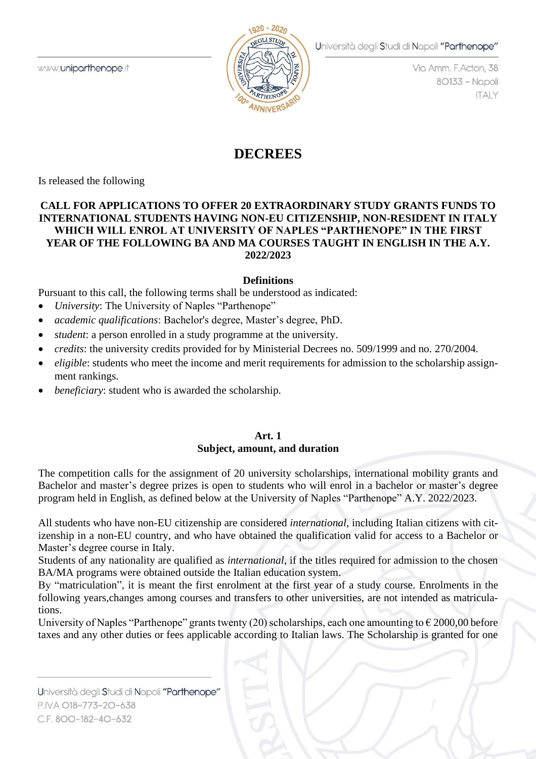# DECREES

Is released the following

**CALL FOR APPLICATIONS TO OFFER 20 EXTRAORDINARY STUDY GRANTS FUNDS TO INTERNATIONAL STUDENTS HAVING NON-EU CITIZENSHIP, NON-RESIDENT IN ITALY WHICH WILL ENROL AT UNIVERSITY OF NAPLES "PARTHENOPE" IN THE FIRST YEAR OF THE FOLLOWING BA AND MA COURSES TAUGHT IN ENGLISH IN THE A.Y. 2022/2023**

### Definitions

Pursuant to this call, the following terms shall be understood as indicated:

- *University*: The University of Naples "Parthenope"
- *academic qualifications*: Bachelor's degree, Master's degree, PhD.
- *student*: a person enrolled in a study programme at the university.
- *credits*: the university credits provided for by Ministerial Decrees no. 509/1999 and no. 270/2004.
- *eligible*: students who meet the income and merit requirements for admission to the scholarship assignment rankings.
- *beneficiary*: student who is awarded the scholarship.

### Art. 1
### Subject, amount, and duration

The competition calls for the assignment of 20 university scholarships, international mobility grants and Bachelor and master's degree prizes is open to students who will enrol in a bachelor or master's degree program held in English, as defined below at the University of Naples "Parthenope" A.Y. 2022/2023.

All students who have non-EU citizenship are considered *international*, including Italian citizens with citizenship in a non-EU country, and who have obtained the qualification valid for access to a Bachelor or Master's degree course in Italy.

Students of any nationality are qualified as *international*, if the titles required for admission to the chosen BA/MA programs were obtained outside the Italian education system.

By "matriculation", it is meant the first enrolment at the first year of a study course. Enrolments in the following years,changes among courses and transfers to other universities, are not intended as matriculations.

University of Naples "Parthenope" grants twenty (20) scholarships, each one amounting to € 2000,00 before taxes and any other duties or fees applicable according to Italian laws. The Scholarship is granted for one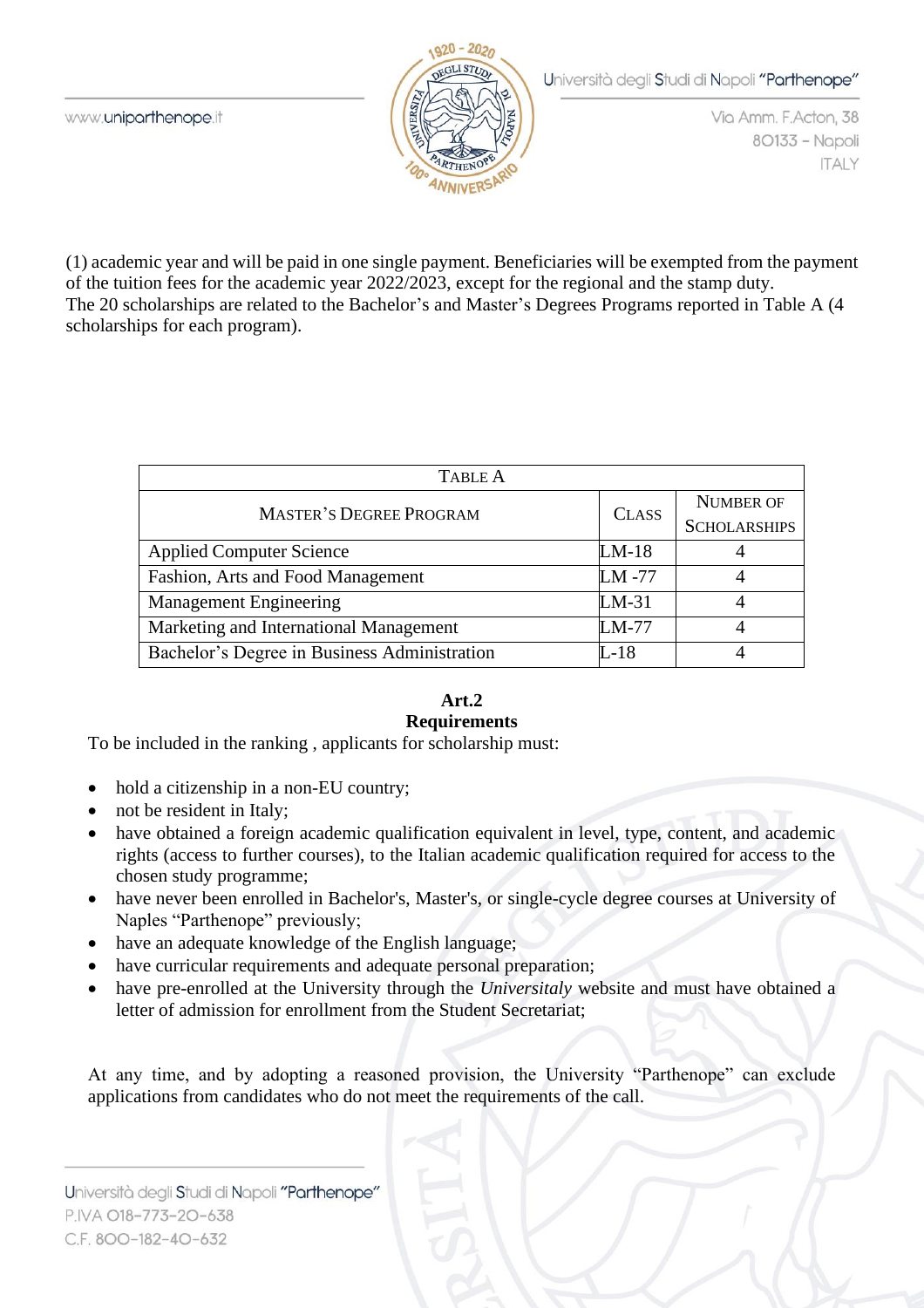(1) academic year and will be paid in one single payment. Beneficiaries will be exempted from the payment of the tuition fees for the academic year 2022/2023, except for the regional and the stamp duty.
The 20 scholarships are related to the Bachelor's and Master's Degrees Programs reported in Table A (4 scholarships for each program).

| TABLE A | | |
|---|---|---|
| MASTER'S DEGREE PROGRAM | CLASS | NUMBER OF SCHOLARSHIPS |
| Applied Computer Science | LM-18 | 4 |
| Fashion, Arts and Food Management | LM -77 | 4 |
| Management Engineering | LM-31 | 4 |
| Marketing and International Management | LM-77 | 4 |
| Bachelor's Degree in Business Administration | L-18 | 4 |

## Art.2
## Requirements

To be included in the ranking , applicants for scholarship must:

- hold a citizenship in a non-EU country;
- not be resident in Italy;
- have obtained a foreign academic qualification equivalent in level, type, content, and academic rights (access to further courses), to the Italian academic qualification required for access to the chosen study programme;
- have never been enrolled in Bachelor's, Master's, or single-cycle degree courses at University of Naples "Parthenope" previously;
- have an adequate knowledge of the English language;
- have curricular requirements and adequate personal preparation;
- have pre-enrolled at the University through the *Universitaly* website and must have obtained a letter of admission for enrollment from the Student Secretariat;

At any time, and by adopting a reasoned provision, the University "Parthenope" can exclude applications from candidates who do not meet the requirements of the call.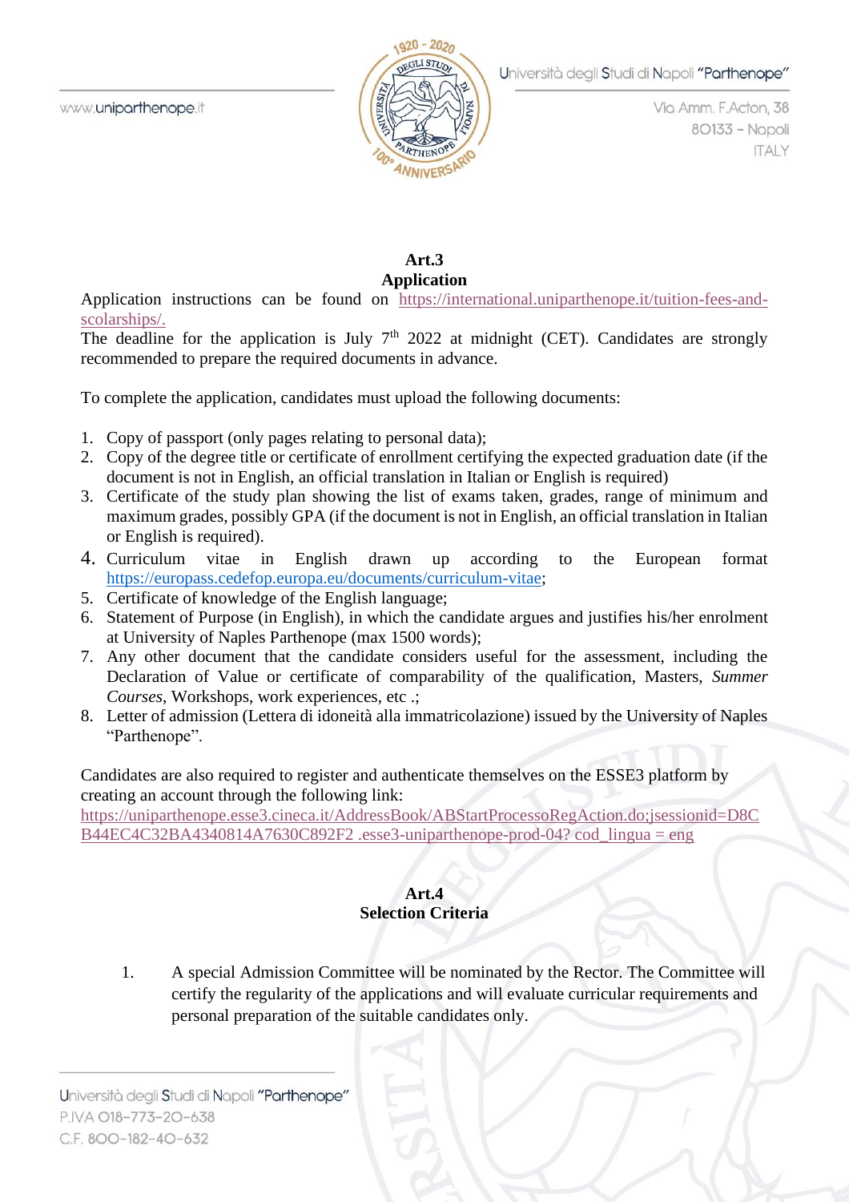## Art.3
## Application

Application instructions can be found on https://international.uniparthenope.it/tuition-fees-and-scolarships/.

The deadline for the application is July 7th 2022 at midnight (CET). Candidates are strongly recommended to prepare the required documents in advance.

To complete the application, candidates must upload the following documents:

1. Copy of passport (only pages relating to personal data);
2. Copy of the degree title or certificate of enrollment certifying the expected graduation date (if the document is not in English, an official translation in Italian or English is required)
3. Certificate of the study plan showing the list of exams taken, grades, range of minimum and maximum grades, possibly GPA (if the document is not in English, an official translation in Italian or English is required).
4. Curriculum vitae in English drawn up according to the European format https://europass.cedefop.europa.eu/documents/curriculum-vitae;
5. Certificate of knowledge of the English language;
6. Statement of Purpose (in English), in which the candidate argues and justifies his/her enrolment at University of Naples Parthenope (max 1500 words);
7. Any other document that the candidate considers useful for the assessment, including the Declaration of Value or certificate of comparability of the qualification, Masters, *Summer Courses*, Workshops, work experiences, etc .;
8. Letter of admission (Lettera di idoneità alla immatricolazione) issued by the University of Naples "Parthenope".

Candidates are also required to register and authenticate themselves on the ESSE3 platform by creating an account through the following link:
https://uniparthenope.esse3.cineca.it/AddressBook/ABStartProcessoRegAction.do;jsessionid=D8CB44EC4C32BA4340814A7630C892F2 .esse3-uniparthenope-prod-04? cod_lingua = eng

## Art.4
## Selection Criteria

1. A special Admission Committee will be nominated by the Rector. The Committee will certify the regularity of the applications and will evaluate curricular requirements and personal preparation of the suitable candidates only.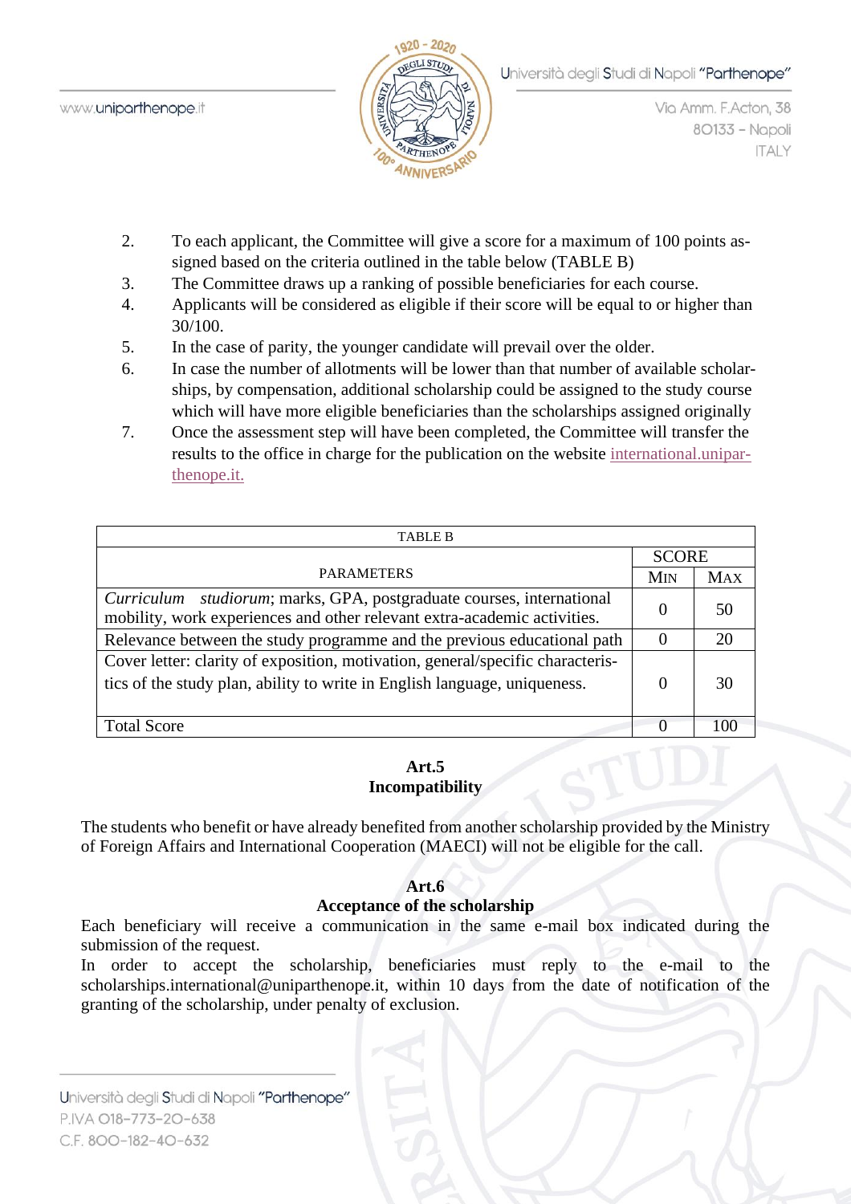2. To each applicant, the Committee will give a score for a maximum of 100 points assigned based on the criteria outlined in the table below (TABLE B)
3. The Committee draws up a ranking of possible beneficiaries for each course.
4. Applicants will be considered as eligible if their score will be equal to or higher than 30/100.
5. In the case of parity, the younger candidate will prevail over the older.
6. In case the number of allotments will be lower than that number of available scholarships, by compensation, additional scholarship could be assigned to the study course which will have more eligible beneficiaries than the scholarships assigned originally
7. Once the assessment step will have been completed, the Committee will transfer the results to the office in charge for the publication on the website [international.uniparthenope.it.](international.uniparthenope.it)

| TABLE B | | |
|---|---|---|
| PARAMETERS | SCORE | |
| | MIN | MAX |
| *Curriculum studiorum*; marks, GPA, postgraduate courses, international mobility, work experiences and other relevant extra-academic activities. | 0 | 50 |
| Relevance between the study programme and the previous educational path | 0 | 20 |
| Cover letter: clarity of exposition, motivation, general/specific characteristics of the study plan, ability to write in English language, uniqueness. | 0 | 30 |
| Total Score | 0 | 100 |

**Art.5**
**Incompatibility**

The students who benefit or have already benefited from another scholarship provided by the Ministry of Foreign Affairs and International Cooperation (MAECI) will not be eligible for the call.

**Art.6**
**Acceptance of the scholarship**

Each beneficiary will receive a communication in the same e-mail box indicated during the submission of the request.
In order to accept the scholarship, beneficiaries must reply to the e-mail to the scholarships.international@uniparthenope.it, within 10 days from the date of notification of the granting of the scholarship, under penalty of exclusion.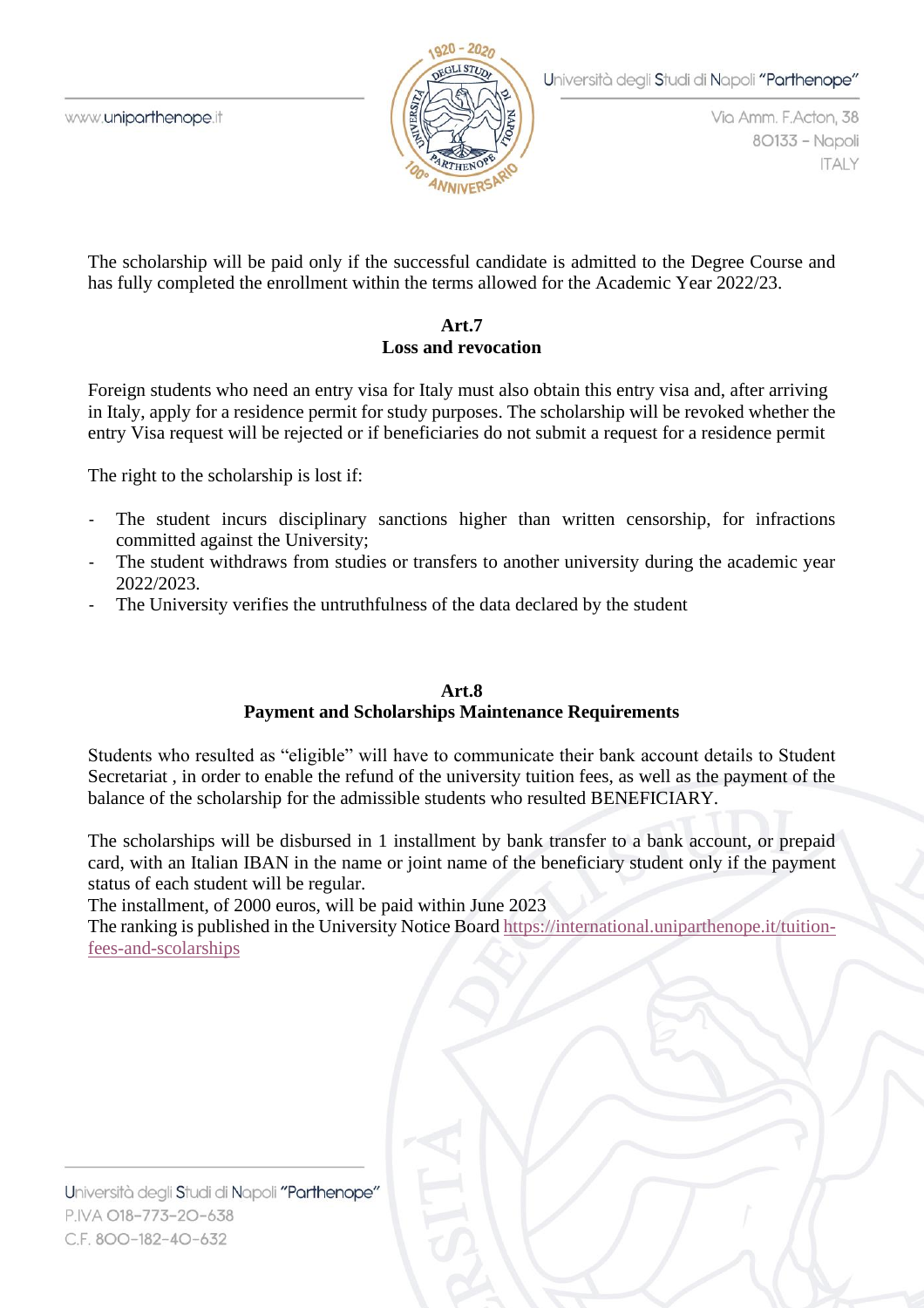The scholarship will be paid only if the successful candidate is admitted to the Degree Course and has fully completed the enrollment within the terms allowed for the Academic Year 2022/23.

**Art.7**
**Loss and revocation**

Foreign students who need an entry visa for Italy must also obtain this entry visa and, after arriving in Italy, apply for a residence permit for study purposes. The scholarship will be revoked whether the entry Visa request will be rejected or if beneficiaries do not submit a request for a residence permit

The right to the scholarship is lost if:

- The student incurs disciplinary sanctions higher than written censorship, for infractions committed against the University;
- The student withdraws from studies or transfers to another university during the academic year 2022/2023.
- The University verifies the untruthfulness of the data declared by the student

**Art.8**
**Payment and Scholarships Maintenance Requirements**

Students who resulted as "eligible" will have to communicate their bank account details to Student Secretariat , in order to enable the refund of the university tuition fees, as well as the payment of the balance of the scholarship for the admissible students who resulted BENEFICIARY.

The scholarships will be disbursed in 1 installment by bank transfer to a bank account, or prepaid card, with an Italian IBAN in the name or joint name of the beneficiary student only if the payment status of each student will be regular.
The installment, of 2000 euros, will be paid within June 2023
The ranking is published in the University Notice Board https://international.uniparthenope.it/tuition-fees-and-scolarships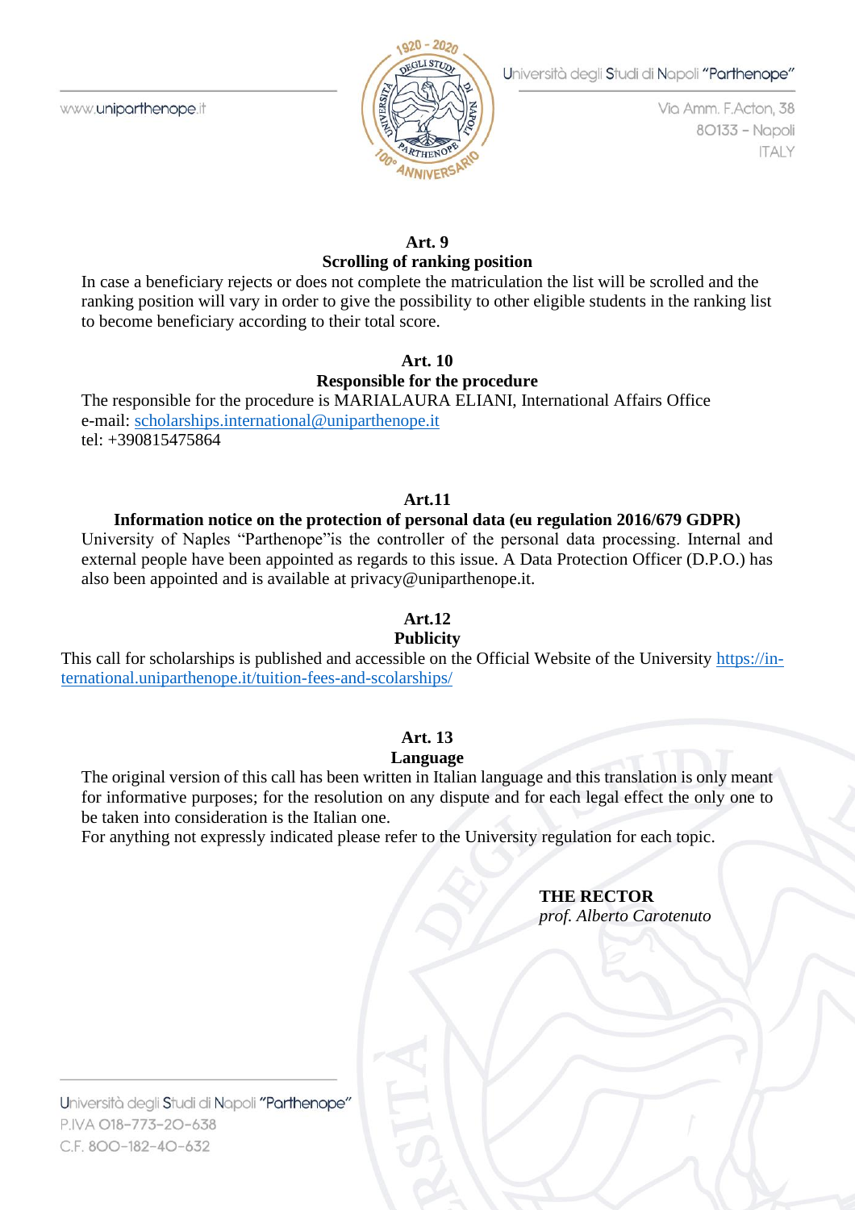## Art. 9
## Scrolling of ranking position

In case a beneficiary rejects or does not complete the matriculation the list will be scrolled and the ranking position will vary in order to give the possibility to other eligible students in the ranking list to become beneficiary according to their total score.

## Art. 10
## Responsible for the procedure

The responsible for the procedure is MARIALAURA ELIANI, International Affairs Office
e-mail: scholarships.international@uniparthenope.it
tel: +390815475864

## Art.11
## Information notice on the protection of personal data (eu regulation 2016/679 GDPR)

University of Naples “Parthenope”is the controller of the personal data processing. Internal and external people have been appointed as regards to this issue. A Data Protection Officer (D.P.O.) has also been appointed and is available at privacy@uniparthenope.it.

## Art.12
## Publicity

This call for scholarships is published and accessible on the Official Website of the University https://international.uniparthenope.it/tuition-fees-and-scolarships/

## Art. 13
## Language

The original version of this call has been written in Italian language and this translation is only meant for informative purposes; for the resolution on any dispute and for each legal effect the only one to be taken into consideration is the Italian one.
For anything not expressly indicated please refer to the University regulation for each topic.

**THE RECTOR**
*prof. Alberto Carotenuto*